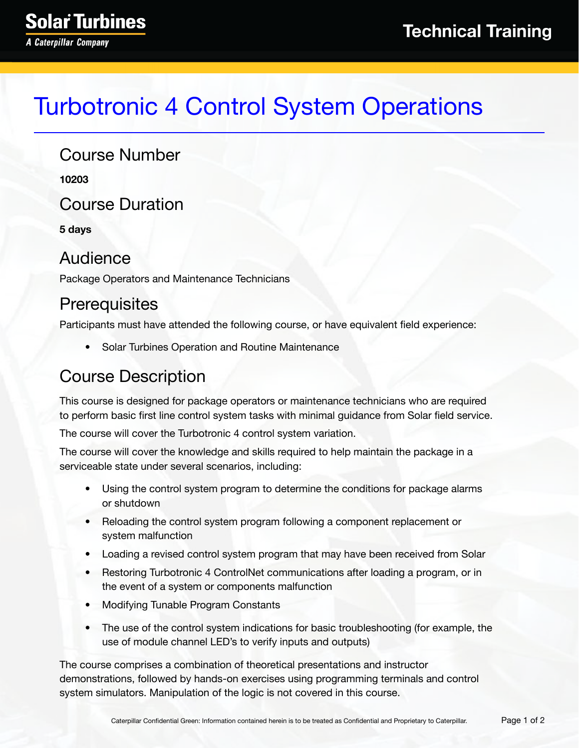# Turbotronic 4 Control System Operations

## Course Number

**10203**

## Course Duration

**5 days**

## Audience

Package Operators and Maintenance Technicians

## Prerequisites

Participants must have attended the following course, or have equivalent field experience:

- Solar Turbines Operation and Routine Maintenance

## Course Description

This course is designed for package operators or maintenance technicians who are required to perform basic first line control system tasks with minimal guidance from Solar field service.

The course will cover the Turbotronic 4 control system variation.

The course will cover the knowledge and skills required to help maintain the package in a serviceable state under several scenarios, including:

- Using the control system program to determine the conditions for package alarms or shutdown
- Reloading the control system program following a component replacement or system malfunction
- Loading a revised control system program that may have been received from Solar
- Restoring Turbotronic 4 ControlNet communications after loading a program, or in the event of a system or components malfunction
- Modifying Tunable Program Constants
- The use of the control system indications for basic troubleshooting (for example, the use of module channel LED's to verify inputs and outputs)

The course comprises a combination of theoretical presentations and instructor demonstrations, followed by hands-on exercises using programming terminals and control system simulators. Manipulation of the logic is not covered in this course.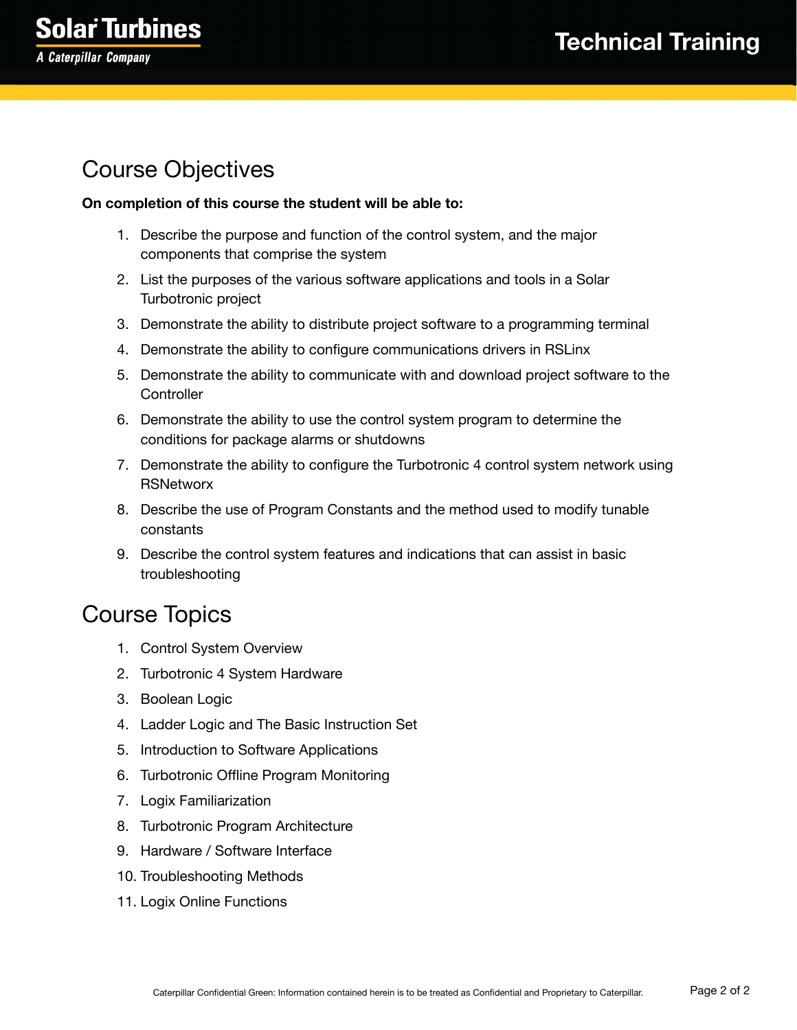## Course Objectives

**On completion of this course the student will be able to:**

1. Describe the purpose and function of the control system, and the major components that comprise the system
2. List the purposes of the various software applications and tools in a Solar Turbotronic project
3. Demonstrate the ability to distribute project software to a programming terminal
4. Demonstrate the ability to configure communications drivers in RSLinx
5. Demonstrate the ability to communicate with and download project software to the Controller
6. Demonstrate the ability to use the control system program to determine the conditions for package alarms or shutdowns
7. Demonstrate the ability to configure the Turbotronic 4 control system network using RSNetworx
8. Describe the use of Program Constants and the method used to modify tunable constants
9. Describe the control system features and indications that can assist in basic troubleshooting

## Course Topics

1. Control System Overview
2. Turbotronic 4 System Hardware
3. Boolean Logic
4. Ladder Logic and The Basic Instruction Set
5. Introduction to Software Applications
6. Turbotronic Offline Program Monitoring
7. Logix Familiarization
8. Turbotronic Program Architecture
9. Hardware / Software Interface
10. Troubleshooting Methods
11. Logix Online Functions